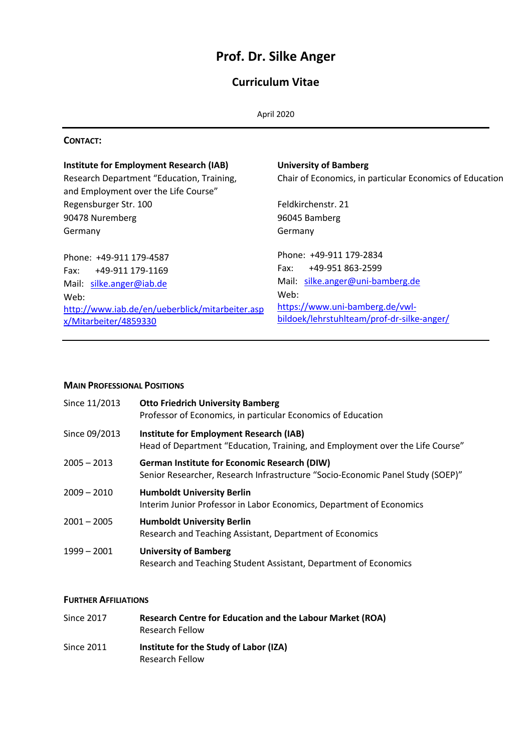# Prof. Dr. Silke Anger

## Curriculum Vitae

April 2020

---

**CONTACT:**

**Institute for Employment Research (IAB)**
Research Department "Education, Training, and Employment over the Life Course"
Regensburger Str. 100
90478 Nuremberg
Germany

Phone: +49-911 179-4587
Fax: +49-911 179-1169
Mail: silke.anger@iab.de
Web:
http://www.iab.de/en/ueberblick/mitarbeiter.aspx/Mitarbeiter/4859330

**University of Bamberg**
Chair of Economics, in particular Economics of Education

Feldkirchenstr. 21
96045 Bamberg
Germany

Phone: +49-911 179-2834
Fax: +49-951 863-2599
Mail: silke.anger@uni-bamberg.de
Web:
https://www.uni-bamberg.de/vwl-bildoek/lehrstuhlteam/prof-dr-silke-anger/

---

### MAIN PROFESSIONAL POSITIONS

| | |
|---|---|
| Since 11/2013 | **Otto Friedrich University Bamberg**<br>Professor of Economics, in particular Economics of Education |
| Since 09/2013 | **Institute for Employment Research (IAB)**<br>Head of Department "Education, Training, and Employment over the Life Course" |
| 2005 – 2013 | **German Institute for Economic Research (DIW)**<br>Senior Researcher, Research Infrastructure "Socio-Economic Panel Study (SOEP)" |
| 2009 – 2010 | **Humboldt University Berlin**<br>Interim Junior Professor in Labor Economics, Department of Economics |
| 2001 – 2005 | **Humboldt University Berlin**<br>Research and Teaching Assistant, Department of Economics |
| 1999 – 2001 | **University of Bamberg**<br>Research and Teaching Student Assistant, Department of Economics |

### FURTHER AFFILIATIONS

| | |
|---|---|
| Since 2017 | **Research Centre for Education and the Labour Market (ROA)**<br>Research Fellow |
| Since 2011 | **Institute for the Study of Labor (IZA)**<br>Research Fellow |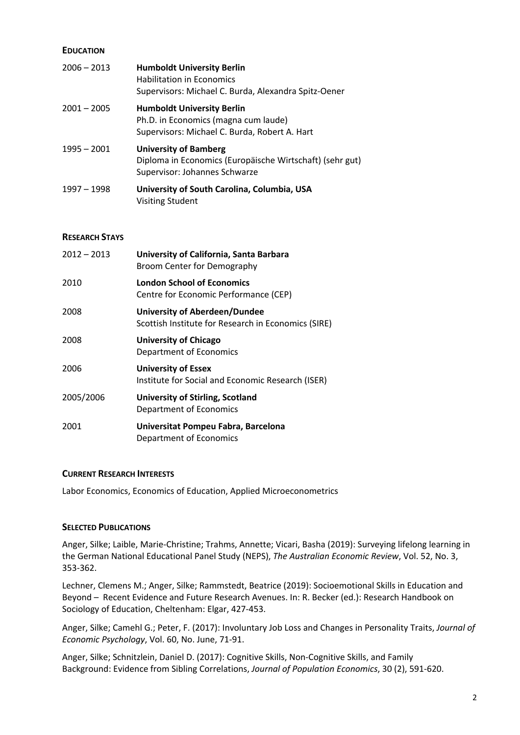## Education

| | |
|---|---|
| 2006 – 2013 | **Humboldt University Berlin**<br>Habilitation in Economics<br>Supervisors: Michael C. Burda, Alexandra Spitz-Oener |
| 2001 – 2005 | **Humboldt University Berlin**<br>Ph.D. in Economics (magna cum laude)<br>Supervisors: Michael C. Burda, Robert A. Hart |
| 1995 – 2001 | **University of Bamberg**<br>Diploma in Economics (Europäische Wirtschaft) (sehr gut)<br>Supervisor: Johannes Schwarze |
| 1997 – 1998 | **University of South Carolina, Columbia, USA**<br>Visiting Student |

## Research Stays

| | |
|---|---|
| 2012 – 2013 | **University of California, Santa Barbara**<br>Broom Center for Demography |
| 2010 | **London School of Economics**<br>Centre for Economic Performance (CEP) |
| 2008 | **University of Aberdeen/Dundee**<br>Scottish Institute for Research in Economics (SIRE) |
| 2008 | **University of Chicago**<br>Department of Economics |
| 2006 | **University of Essex**<br>Institute for Social and Economic Research (ISER) |
| 2005/2006 | **University of Stirling, Scotland**<br>Department of Economics |
| 2001 | **Universitat Pompeu Fabra, Barcelona**<br>Department of Economics |

## Current Research Interests

Labor Economics, Economics of Education, Applied Microeconometrics

## Selected Publications

Anger, Silke; Laible, Marie-Christine; Trahms, Annette; Vicari, Basha (2019): Surveying lifelong learning in the German National Educational Panel Study (NEPS), *The Australian Economic Review*, Vol. 52, No. 3, 353-362.

Lechner, Clemens M.; Anger, Silke; Rammstedt, Beatrice (2019): Socioemotional Skills in Education and Beyond – Recent Evidence and Future Research Avenues. In: R. Becker (ed.): Research Handbook on Sociology of Education, Cheltenham: Elgar, 427-453.

Anger, Silke; Camehl G.; Peter, F. (2017): Involuntary Job Loss and Changes in Personality Traits, *Journal of Economic Psychology*, Vol. 60, No. June, 71-91.

Anger, Silke; Schnitzlein, Daniel D. (2017): Cognitive Skills, Non-Cognitive Skills, and Family Background: Evidence from Sibling Correlations, *Journal of Population Economics*, 30 (2), 591-620.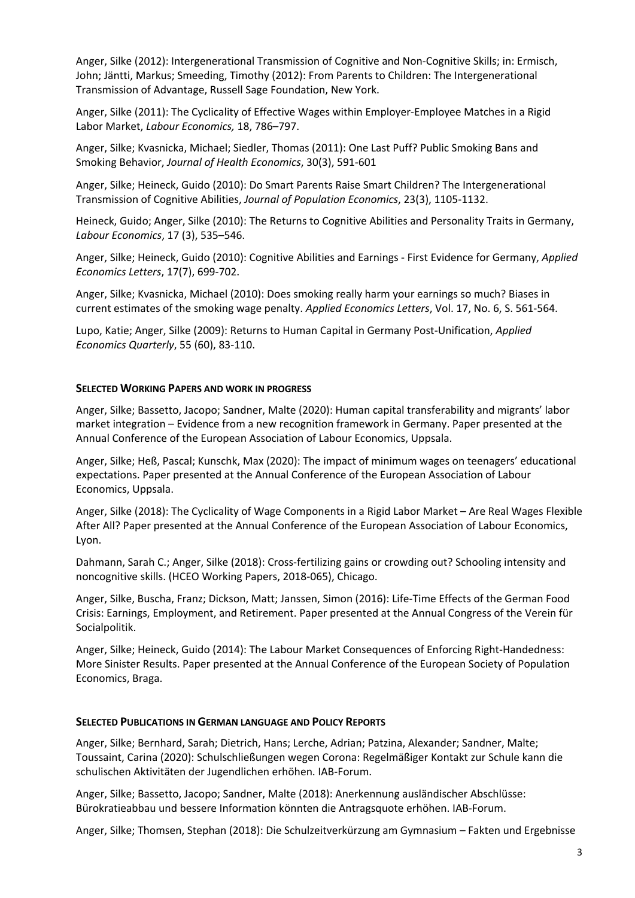Anger, Silke (2012): Intergenerational Transmission of Cognitive and Non-Cognitive Skills; in: Ermisch, John; Jäntti, Markus; Smeeding, Timothy (2012): From Parents to Children: The Intergenerational Transmission of Advantage, Russell Sage Foundation, New York.

Anger, Silke (2011): The Cyclicality of Effective Wages within Employer-Employee Matches in a Rigid Labor Market, *Labour Economics,* 18, 786–797.

Anger, Silke; Kvasnicka, Michael; Siedler, Thomas (2011): One Last Puff? Public Smoking Bans and Smoking Behavior, *Journal of Health Economics*, 30(3), 591-601

Anger, Silke; Heineck, Guido (2010): Do Smart Parents Raise Smart Children? The Intergenerational Transmission of Cognitive Abilities, *Journal of Population Economics*, 23(3), 1105-1132.

Heineck, Guido; Anger, Silke (2010): The Returns to Cognitive Abilities and Personality Traits in Germany, *Labour Economics*, 17 (3), 535–546.

Anger, Silke; Heineck, Guido (2010): Cognitive Abilities and Earnings - First Evidence for Germany, *Applied Economics Letters*, 17(7), 699-702.

Anger, Silke; Kvasnicka, Michael (2010): Does smoking really harm your earnings so much? Biases in current estimates of the smoking wage penalty. *Applied Economics Letters*, Vol. 17, No. 6, S. 561-564.

Lupo, Katie; Anger, Silke (2009): Returns to Human Capital in Germany Post-Unification, *Applied Economics Quarterly*, 55 (60), 83-110.

**SELECTED WORKING PAPERS AND WORK IN PROGRESS**

Anger, Silke; Bassetto, Jacopo; Sandner, Malte (2020): Human capital transferability and migrants' labor market integration – Evidence from a new recognition framework in Germany. Paper presented at the Annual Conference of the European Association of Labour Economics, Uppsala.

Anger, Silke; Heß, Pascal; Kunschk, Max (2020): The impact of minimum wages on teenagers' educational expectations. Paper presented at the Annual Conference of the European Association of Labour Economics, Uppsala.

Anger, Silke (2018): The Cyclicality of Wage Components in a Rigid Labor Market – Are Real Wages Flexible After All? Paper presented at the Annual Conference of the European Association of Labour Economics, Lyon.

Dahmann, Sarah C.; Anger, Silke (2018): Cross-fertilizing gains or crowding out? Schooling intensity and noncognitive skills. (HCEO Working Papers, 2018-065), Chicago.

Anger, Silke, Buscha, Franz; Dickson, Matt; Janssen, Simon (2016): Life-Time Effects of the German Food Crisis: Earnings, Employment, and Retirement. Paper presented at the Annual Congress of the Verein für Socialpolitik.

Anger, Silke; Heineck, Guido (2014): The Labour Market Consequences of Enforcing Right-Handedness: More Sinister Results. Paper presented at the Annual Conference of the European Society of Population Economics, Braga.

**SELECTED PUBLICATIONS IN GERMAN LANGUAGE AND POLICY REPORTS**

Anger, Silke; Bernhard, Sarah; Dietrich, Hans; Lerche, Adrian; Patzina, Alexander; Sandner, Malte; Toussaint, Carina (2020): Schulschließungen wegen Corona: Regelmäßiger Kontakt zur Schule kann die schulischen Aktivitäten der Jugendlichen erhöhen. IAB-Forum.

Anger, Silke; Bassetto, Jacopo; Sandner, Malte (2018): Anerkennung ausländischer Abschlüsse: Bürokratieabbau und bessere Information könnten die Antragsquote erhöhen. IAB-Forum.

Anger, Silke; Thomsen, Stephan (2018): Die Schulzeitverkürzung am Gymnasium – Fakten und Ergebnisse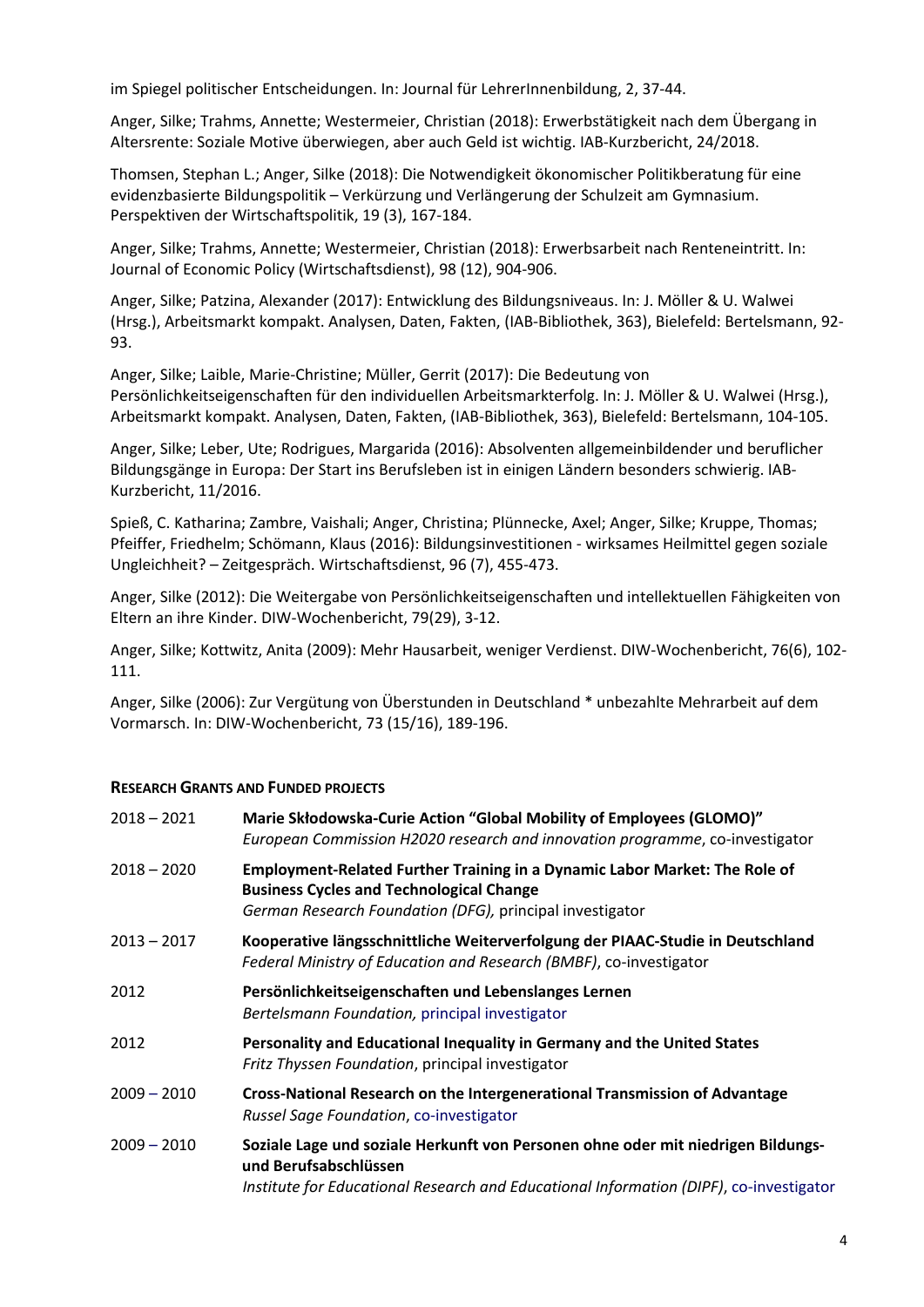im Spiegel politischer Entscheidungen. In: Journal für LehrerInnenbildung, 2, 37-44.

Anger, Silke; Trahms, Annette; Westermeier, Christian (2018): Erwerbstätigkeit nach dem Übergang in Altersrente: Soziale Motive überwiegen, aber auch Geld ist wichtig. IAB-Kurzbericht, 24/2018.

Thomsen, Stephan L.; Anger, Silke (2018): Die Notwendigkeit ökonomischer Politikberatung für eine evidenzbasierte Bildungspolitik – Verkürzung und Verlängerung der Schulzeit am Gymnasium. Perspektiven der Wirtschaftspolitik, 19 (3), 167-184.

Anger, Silke; Trahms, Annette; Westermeier, Christian (2018): Erwerbsarbeit nach Renteneintritt. In: Journal of Economic Policy (Wirtschaftsdienst), 98 (12), 904-906.

Anger, Silke; Patzina, Alexander (2017): Entwicklung des Bildungsniveaus. In: J. Möller & U. Walwei (Hrsg.), Arbeitsmarkt kompakt. Analysen, Daten, Fakten, (IAB-Bibliothek, 363), Bielefeld: Bertelsmann, 92-93.

Anger, Silke; Laible, Marie-Christine; Müller, Gerrit (2017): Die Bedeutung von Persönlichkeitseigenschaften für den individuellen Arbeitsmarkterfolg. In: J. Möller & U. Walwei (Hrsg.), Arbeitsmarkt kompakt. Analysen, Daten, Fakten, (IAB-Bibliothek, 363), Bielefeld: Bertelsmann, 104-105.

Anger, Silke; Leber, Ute; Rodrigues, Margarida (2016): Absolventen allgemeinbildender und beruflicher Bildungsgänge in Europa: Der Start ins Berufsleben ist in einigen Ländern besonders schwierig. IAB-Kurzbericht, 11/2016.

Spieß, C. Katharina; Zambre, Vaishali; Anger, Christina; Plünnecke, Axel; Anger, Silke; Kruppe, Thomas; Pfeiffer, Friedhelm; Schömann, Klaus (2016): Bildungsinvestitionen - wirksames Heilmittel gegen soziale Ungleichheit? – Zeitgespräch. Wirtschaftsdienst, 96 (7), 455-473.

Anger, Silke (2012): Die Weitergabe von Persönlichkeitseigenschaften und intellektuellen Fähigkeiten von Eltern an ihre Kinder. DIW-Wochenbericht, 79(29), 3-12.

Anger, Silke; Kottwitz, Anita (2009): Mehr Hausarbeit, weniger Verdienst. DIW-Wochenbericht, 76(6), 102-111.

Anger, Silke (2006): Zur Vergütung von Überstunden in Deutschland * unbezahlte Mehrarbeit auf dem Vormarsch. In: DIW-Wochenbericht, 73 (15/16), 189-196.

## Research Grants and Funded projects

2018 – 2021 **Marie Skłodowska-Curie Action "Global Mobility of Employees (GLOMO)"**
*European Commission H2020 research and innovation programme*, co-investigator

2018 – 2020 **Employment-Related Further Training in a Dynamic Labor Market: The Role of Business Cycles and Technological Change**
*German Research Foundation (DFG),* principal investigator

2013 – 2017 **Kooperative längsschnittliche Weiterverfolgung der PIAAC-Studie in Deutschland**
*Federal Ministry of Education and Research (BMBF)*, co-investigator

2012 **Persönlichkeitseigenschaften und Lebenslanges Lernen**
*Bertelsmann Foundation,* principal investigator

2012 **Personality and Educational Inequality in Germany and the United States**
*Fritz Thyssen Foundation*, principal investigator

2009 – 2010 **Cross-National Research on the Intergenerational Transmission of Advantage**
*Russel Sage Foundation*, co-investigator

2009 – 2010 **Soziale Lage und soziale Herkunft von Personen ohne oder mit niedrigen Bildungs- und Berufsabschlüssen**
*Institute for Educational Research and Educational Information (DIPF)*, co-investigator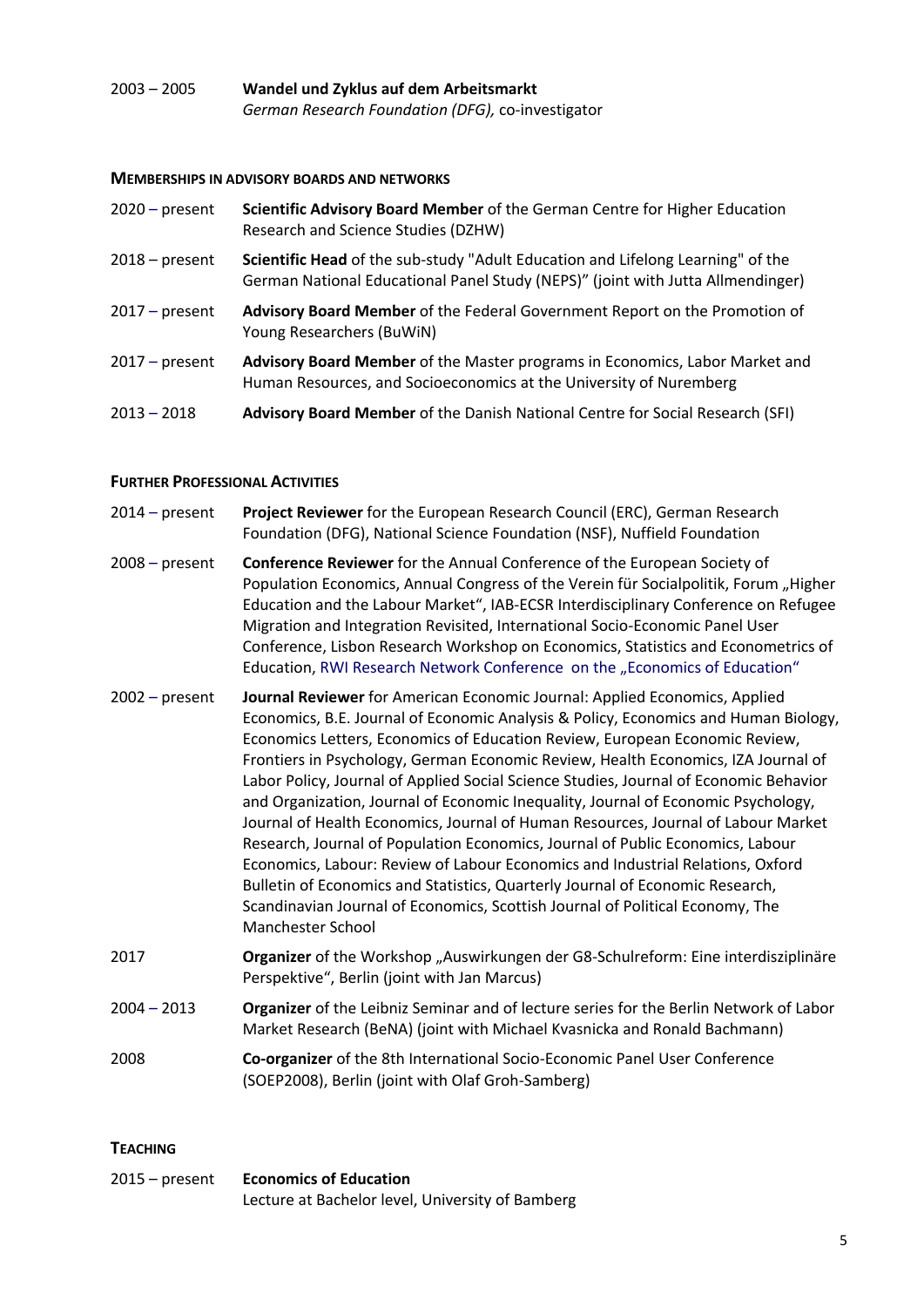2003 – 2005 **Wandel und Zyklus auf dem Arbeitsmarkt**
*German Research Foundation (DFG),* co-investigator

#### MEMBERSHIPS IN ADVISORY BOARDS AND NETWORKS

2020 – present **Scientific Advisory Board Member** of the German Centre for Higher Education Research and Science Studies (DZHW)

2018 – present **Scientific Head** of the sub-study "Adult Education and Lifelong Learning" of the German National Educational Panel Study (NEPS)" (joint with Jutta Allmendinger)

2017 – present **Advisory Board Member** of the Federal Government Report on the Promotion of Young Researchers (BuWiN)

2017 – present **Advisory Board Member** of the Master programs in Economics, Labor Market and Human Resources, and Socioeconomics at the University of Nuremberg

2013 – 2018 **Advisory Board Member** of the Danish National Centre for Social Research (SFI)

#### FURTHER PROFESSIONAL ACTIVITIES

2014 – present **Project Reviewer** for the European Research Council (ERC), German Research Foundation (DFG), National Science Foundation (NSF), Nuffield Foundation

2008 – present **Conference Reviewer** for the Annual Conference of the European Society of Population Economics, Annual Congress of the Verein für Socialpolitik, Forum „Higher Education and the Labour Market", IAB-ECSR Interdisciplinary Conference on Refugee Migration and Integration Revisited, International Socio-Economic Panel User Conference, Lisbon Research Workshop on Economics, Statistics and Econometrics of Education, RWI Research Network Conference on the „Economics of Education"

2002 – present **Journal Reviewer** for American Economic Journal: Applied Economics, Applied Economics, B.E. Journal of Economic Analysis & Policy, Economics and Human Biology, Economics Letters, Economics of Education Review, European Economic Review, Frontiers in Psychology, German Economic Review, Health Economics, IZA Journal of Labor Policy, Journal of Applied Social Science Studies, Journal of Economic Behavior and Organization, Journal of Economic Inequality, Journal of Economic Psychology, Journal of Health Economics, Journal of Human Resources, Journal of Labour Market Research, Journal of Population Economics, Journal of Public Economics, Labour Economics, Labour: Review of Labour Economics and Industrial Relations, Oxford Bulletin of Economics and Statistics, Quarterly Journal of Economic Research, Scandinavian Journal of Economics, Scottish Journal of Political Economy, The Manchester School

2017 **Organizer** of the Workshop „Auswirkungen der G8-Schulreform: Eine interdisziplinäre Perspektive", Berlin (joint with Jan Marcus)

2004 – 2013 **Organizer** of the Leibniz Seminar and of lecture series for the Berlin Network of Labor Market Research (BeNA) (joint with Michael Kvasnicka and Ronald Bachmann)

2008 **Co-organizer** of the 8th International Socio-Economic Panel User Conference (SOEP2008), Berlin (joint with Olaf Groh-Samberg)

#### TEACHING

2015 – present **Economics of Education**
Lecture at Bachelor level, University of Bamberg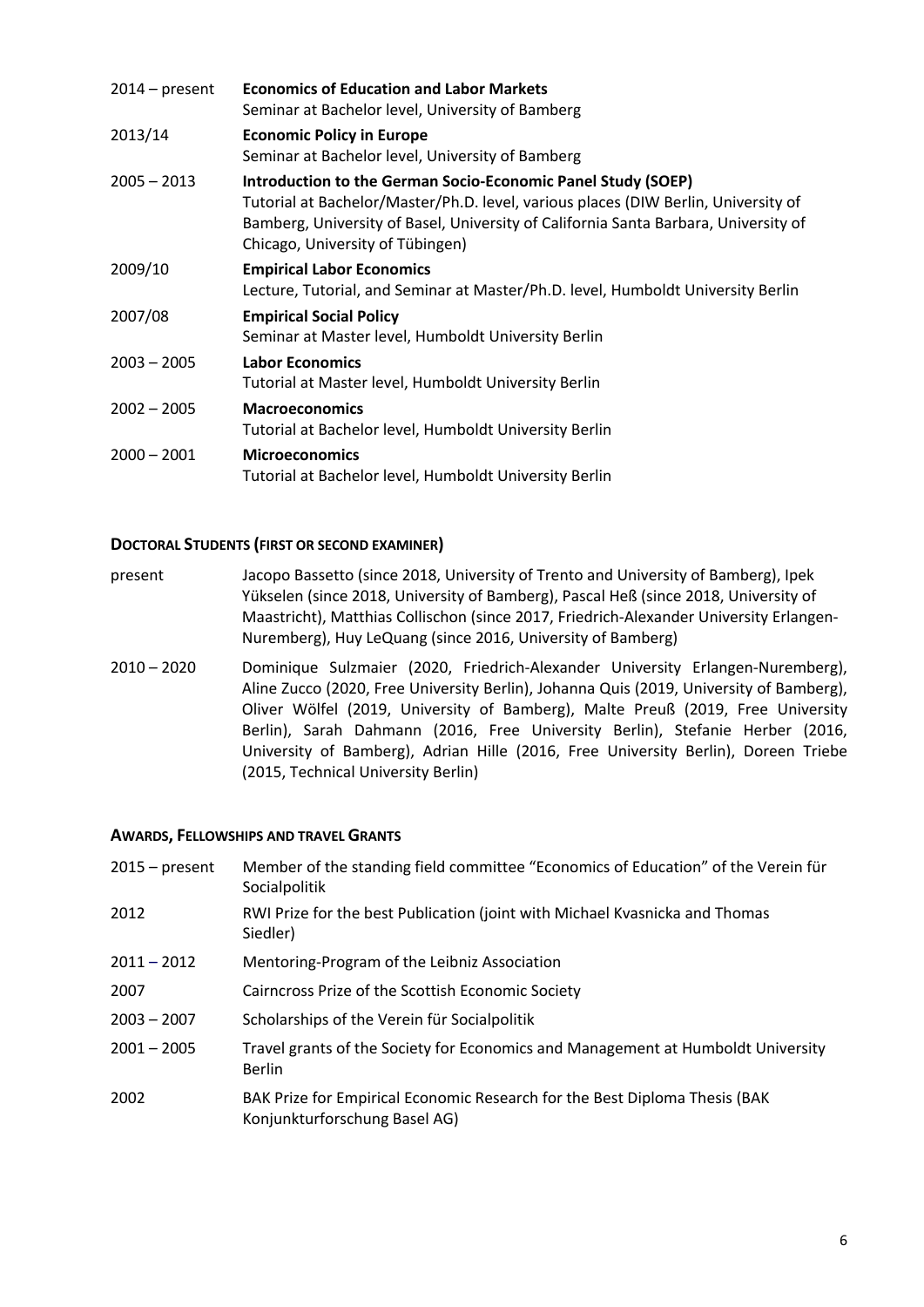| | |
|---|---|
| 2014 – present | **Economics of Education and Labor Markets**<br>Seminar at Bachelor level, University of Bamberg |
| 2013/14 | **Economic Policy in Europe**<br>Seminar at Bachelor level, University of Bamberg |
| 2005 – 2013 | **Introduction to the German Socio-Economic Panel Study (SOEP)**<br>Tutorial at Bachelor/Master/Ph.D. level, various places (DIW Berlin, University of Bamberg, University of Basel, University of California Santa Barbara, University of Chicago, University of Tübingen) |
| 2009/10 | **Empirical Labor Economics**<br>Lecture, Tutorial, and Seminar at Master/Ph.D. level, Humboldt University Berlin |
| 2007/08 | **Empirical Social Policy**<br>Seminar at Master level, Humboldt University Berlin |
| 2003 – 2005 | **Labor Economics**<br>Tutorial at Master level, Humboldt University Berlin |
| 2002 – 2005 | **Macroeconomics**<br>Tutorial at Bachelor level, Humboldt University Berlin |
| 2000 – 2001 | **Microeconomics**<br>Tutorial at Bachelor level, Humboldt University Berlin |

## DOCTORAL STUDENTS (FIRST OR SECOND EXAMINER)

| | |
|---|---|
| present | Jacopo Bassetto (since 2018, University of Trento and University of Bamberg), Ipek Yükselen (since 2018, University of Bamberg), Pascal Heß (since 2018, University of Maastricht), Matthias Collischon (since 2017, Friedrich-Alexander University Erlangen-Nuremberg), Huy LeQuang (since 2016, University of Bamberg) |
| 2010 – 2020 | Dominique Sulzmaier (2020, Friedrich-Alexander University Erlangen-Nuremberg), Aline Zucco (2020, Free University Berlin), Johanna Quis (2019, University of Bamberg), Oliver Wölfel (2019, University of Bamberg), Malte Preuß (2019, Free University Berlin), Sarah Dahmann (2016, Free University Berlin), Stefanie Herber (2016, University of Bamberg), Adrian Hille (2016, Free University Berlin), Doreen Triebe (2015, Technical University Berlin) |

## AWARDS, FELLOWSHIPS AND TRAVEL GRANTS

| | |
|---|---|
| 2015 – present | Member of the standing field committee "Economics of Education" of the Verein für Socialpolitik |
| 2012 | RWI Prize for the best Publication (joint with Michael Kvasnicka and Thomas Siedler) |
| 2011 – 2012 | Mentoring-Program of the Leibniz Association |
| 2007 | Cairncross Prize of the Scottish Economic Society |
| 2003 – 2007 | Scholarships of the Verein für Socialpolitik |
| 2001 – 2005 | Travel grants of the Society for Economics and Management at Humboldt University Berlin |
| 2002 | BAK Prize for Empirical Economic Research for the Best Diploma Thesis (BAK Konjunkturforschung Basel AG) |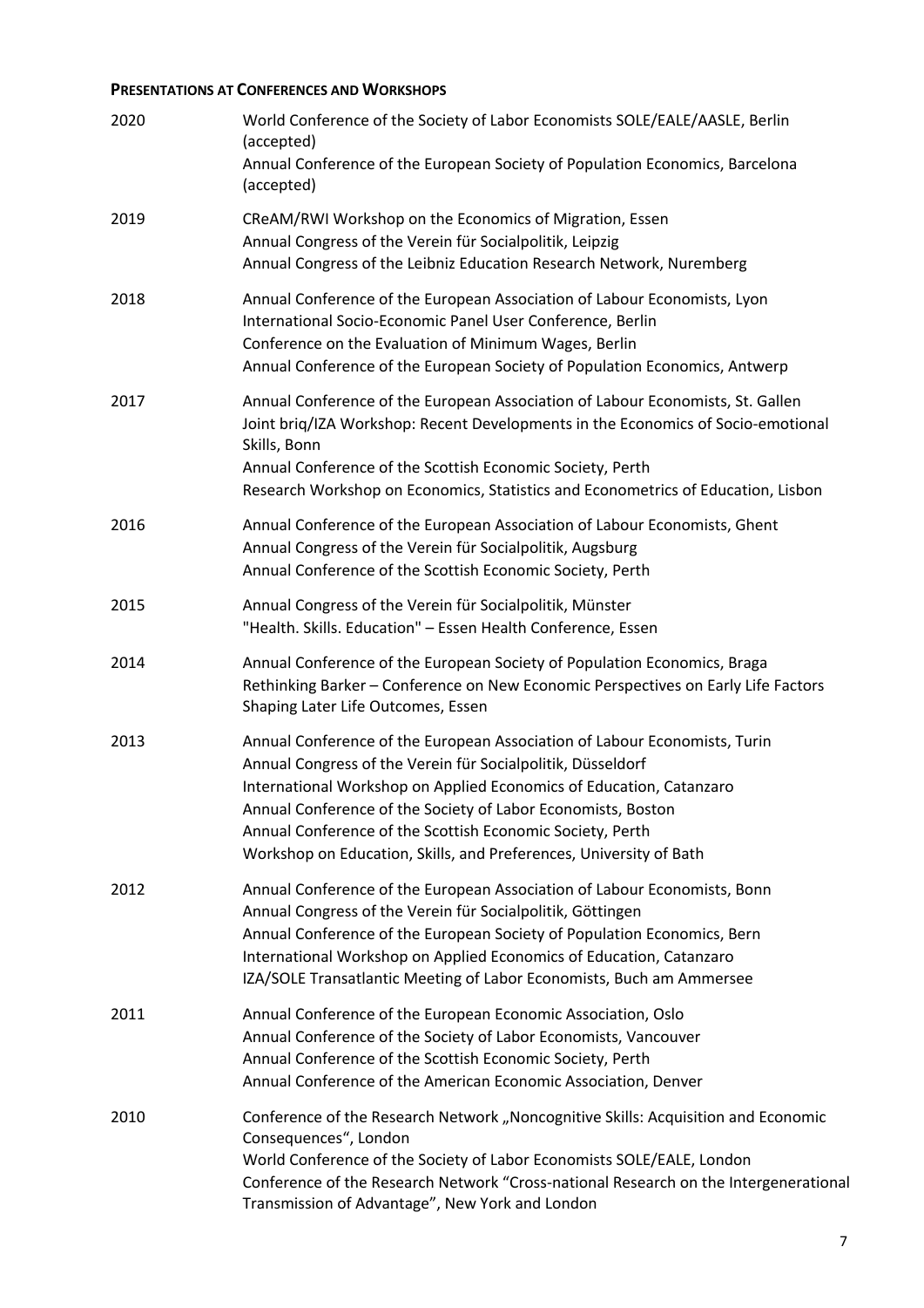## Presentations at Conferences and Workshops

**2020**

World Conference of the Society of Labor Economists SOLE/EALE/AASLE, Berlin (accepted)
Annual Conference of the European Society of Population Economics, Barcelona (accepted)

**2019**

CReAM/RWI Workshop on the Economics of Migration, Essen
Annual Congress of the Verein für Socialpolitik, Leipzig
Annual Congress of the Leibniz Education Research Network, Nuremberg

**2018**

Annual Conference of the European Association of Labour Economists, Lyon
International Socio-Economic Panel User Conference, Berlin
Conference on the Evaluation of Minimum Wages, Berlin
Annual Conference of the European Society of Population Economics, Antwerp

**2017**

Annual Conference of the European Association of Labour Economists, St. Gallen
Joint briq/IZA Workshop: Recent Developments in the Economics of Socio-emotional Skills, Bonn
Annual Conference of the Scottish Economic Society, Perth
Research Workshop on Economics, Statistics and Econometrics of Education, Lisbon

**2016**

Annual Conference of the European Association of Labour Economists, Ghent
Annual Congress of the Verein für Socialpolitik, Augsburg
Annual Conference of the Scottish Economic Society, Perth

**2015**

Annual Congress of the Verein für Socialpolitik, Münster
"Health. Skills. Education" – Essen Health Conference, Essen

**2014**

Annual Conference of the European Society of Population Economics, Braga
Rethinking Barker – Conference on New Economic Perspectives on Early Life Factors Shaping Later Life Outcomes, Essen

**2013**

Annual Conference of the European Association of Labour Economists, Turin
Annual Congress of the Verein für Socialpolitik, Düsseldorf
International Workshop on Applied Economics of Education, Catanzaro
Annual Conference of the Society of Labor Economists, Boston
Annual Conference of the Scottish Economic Society, Perth
Workshop on Education, Skills, and Preferences, University of Bath

**2012**

Annual Conference of the European Association of Labour Economists, Bonn
Annual Congress of the Verein für Socialpolitik, Göttingen
Annual Conference of the European Society of Population Economics, Bern
International Workshop on Applied Economics of Education, Catanzaro
IZA/SOLE Transatlantic Meeting of Labor Economists, Buch am Ammersee

**2011**

Annual Conference of the European Economic Association, Oslo
Annual Conference of the Society of Labor Economists, Vancouver
Annual Conference of the Scottish Economic Society, Perth
Annual Conference of the American Economic Association, Denver

**2010**

Conference of the Research Network „Noncognitive Skills: Acquisition and Economic Consequences“, London
World Conference of the Society of Labor Economists SOLE/EALE, London
Conference of the Research Network “Cross-national Research on the Intergenerational Transmission of Advantage”, New York and London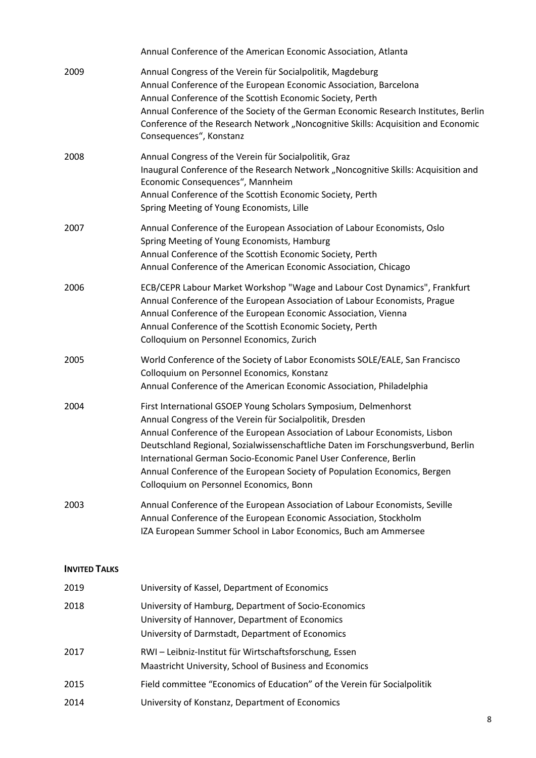| | |
|---|---|
| | Annual Conference of the American Economic Association, Atlanta |
| 2009 | Annual Congress of the Verein für Socialpolitik, Magdeburg<br>Annual Conference of the European Economic Association, Barcelona<br>Annual Conference of the Scottish Economic Society, Perth<br>Annual Conference of the Society of the German Economic Research Institutes, Berlin<br>Conference of the Research Network „Noncognitive Skills: Acquisition and Economic Consequences", Konstanz |
| 2008 | Annual Congress of the Verein für Socialpolitik, Graz<br>Inaugural Conference of the Research Network „Noncognitive Skills: Acquisition and Economic Consequences", Mannheim<br>Annual Conference of the Scottish Economic Society, Perth<br>Spring Meeting of Young Economists, Lille |
| 2007 | Annual Conference of the European Association of Labour Economists, Oslo<br>Spring Meeting of Young Economists, Hamburg<br>Annual Conference of the Scottish Economic Society, Perth<br>Annual Conference of the American Economic Association, Chicago |
| 2006 | ECB/CEPR Labour Market Workshop "Wage and Labour Cost Dynamics", Frankfurt<br>Annual Conference of the European Association of Labour Economists, Prague<br>Annual Conference of the European Economic Association, Vienna<br>Annual Conference of the Scottish Economic Society, Perth<br>Colloquium on Personnel Economics, Zurich |
| 2005 | World Conference of the Society of Labor Economists SOLE/EALE, San Francisco<br>Colloquium on Personnel Economics, Konstanz<br>Annual Conference of the American Economic Association, Philadelphia |
| 2004 | First International GSOEP Young Scholars Symposium, Delmenhorst<br>Annual Congress of the Verein für Socialpolitik, Dresden<br>Annual Conference of the European Association of Labour Economists, Lisbon<br>Deutschland Regional, Sozialwissenschaftliche Daten im Forschungsverbund, Berlin<br>International German Socio-Economic Panel User Conference, Berlin<br>Annual Conference of the European Society of Population Economics, Bergen<br>Colloquium on Personnel Economics, Bonn |
| 2003 | Annual Conference of the European Association of Labour Economists, Seville<br>Annual Conference of the European Economic Association, Stockholm<br>IZA European Summer School in Labor Economics, Buch am Ammersee |

## Invited Talks

| | |
|---|---|
| 2019 | University of Kassel, Department of Economics |
| 2018 | University of Hamburg, Department of Socio-Economics<br>University of Hannover, Department of Economics<br>University of Darmstadt, Department of Economics |
| 2017 | RWI – Leibniz-Institut für Wirtschaftsforschung, Essen<br>Maastricht University, School of Business and Economics |
| 2015 | Field committee "Economics of Education" of the Verein für Socialpolitik |
| 2014 | University of Konstanz, Department of Economics |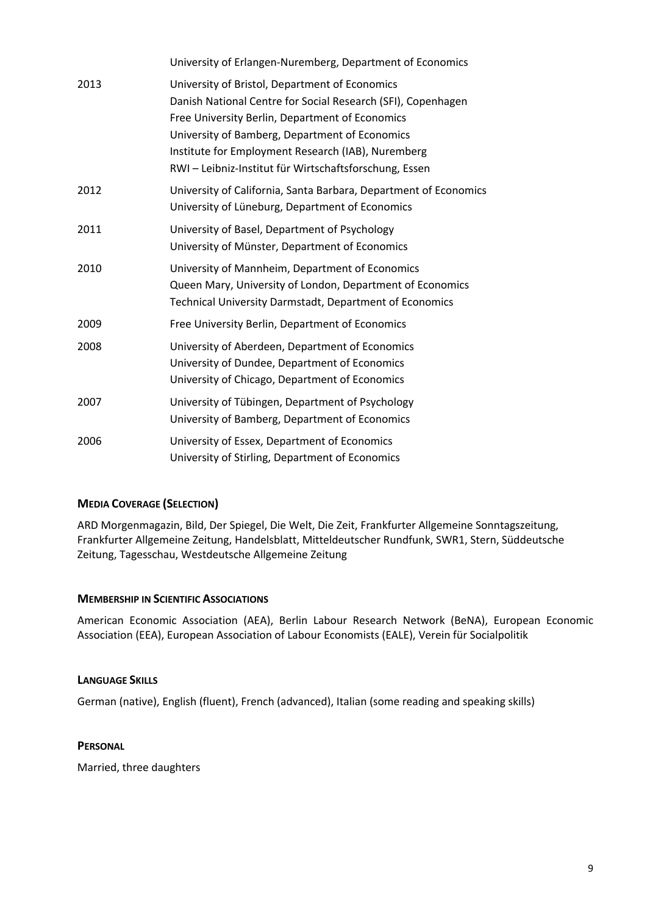| | |
|---|---|
| | University of Erlangen-Nuremberg, Department of Economics |
| 2013 | University of Bristol, Department of Economics<br>Danish National Centre for Social Research (SFI), Copenhagen<br>Free University Berlin, Department of Economics<br>University of Bamberg, Department of Economics<br>Institute for Employment Research (IAB), Nuremberg<br>RWI – Leibniz-Institut für Wirtschaftsforschung, Essen |
| 2012 | University of California, Santa Barbara, Department of Economics<br>University of Lüneburg, Department of Economics |
| 2011 | University of Basel, Department of Psychology<br>University of Münster, Department of Economics |
| 2010 | University of Mannheim, Department of Economics<br>Queen Mary, University of London, Department of Economics<br>Technical University Darmstadt, Department of Economics |
| 2009 | Free University Berlin, Department of Economics |
| 2008 | University of Aberdeen, Department of Economics<br>University of Dundee, Department of Economics<br>University of Chicago, Department of Economics |
| 2007 | University of Tübingen, Department of Psychology<br>University of Bamberg, Department of Economics |
| 2006 | University of Essex, Department of Economics<br>University of Stirling, Department of Economics |

## Media Coverage (Selection)

ARD Morgenmagazin, Bild, Der Spiegel, Die Welt, Die Zeit, Frankfurter Allgemeine Sonntagszeitung, Frankfurter Allgemeine Zeitung, Handelsblatt, Mitteldeutscher Rundfunk, SWR1, Stern, Süddeutsche Zeitung, Tagesschau, Westdeutsche Allgemeine Zeitung

## Membership in Scientific Associations

American Economic Association (AEA), Berlin Labour Research Network (BeNA), European Economic Association (EEA), European Association of Labour Economists (EALE), Verein für Socialpolitik

## Language Skills

German (native), English (fluent), French (advanced), Italian (some reading and speaking skills)

## Personal

Married, three daughters